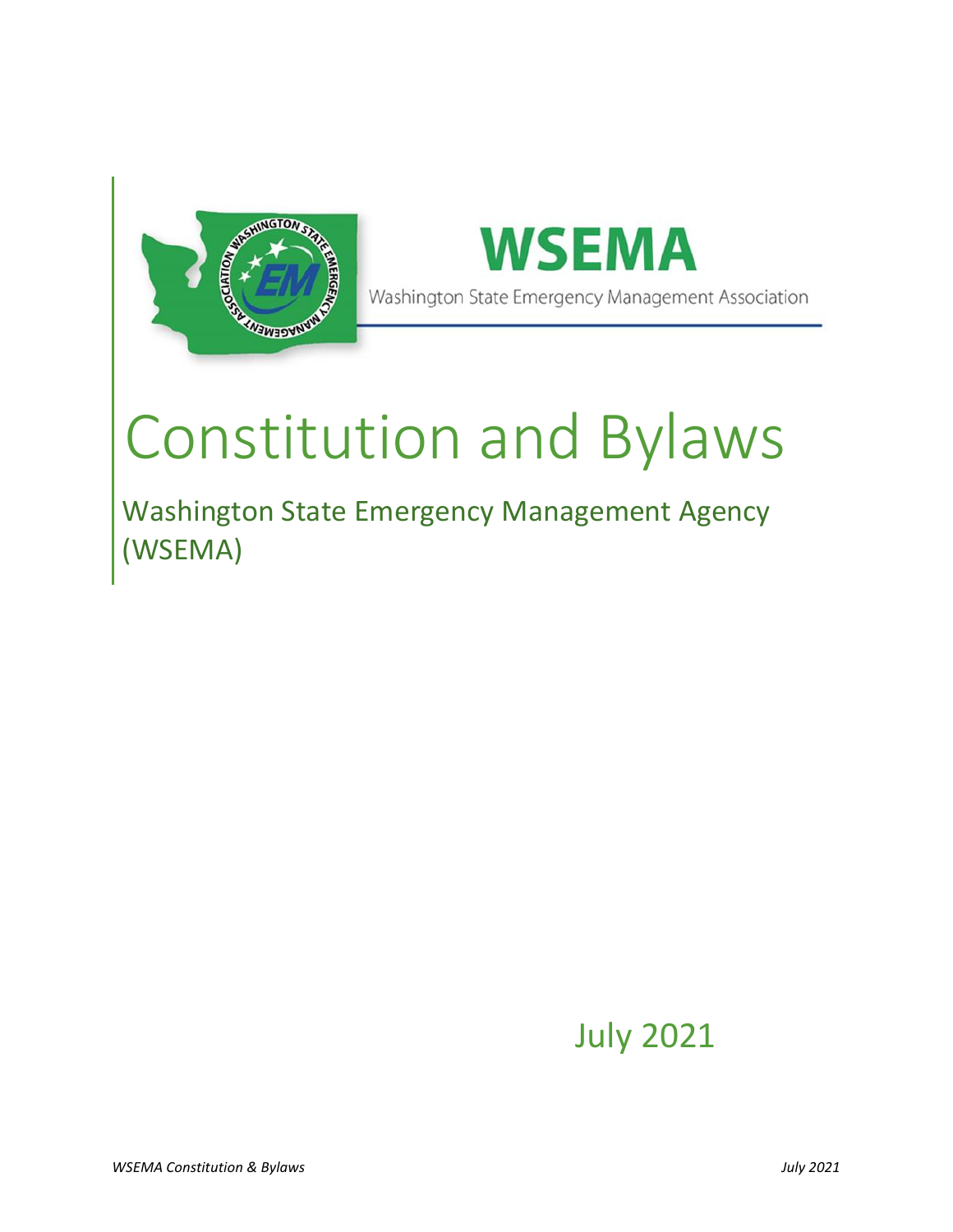# WSEMA

Washington State Emergency Management Association

# Constitution and Bylaws

## Washington State Emergency Management Agency (WSEMA)

July 2021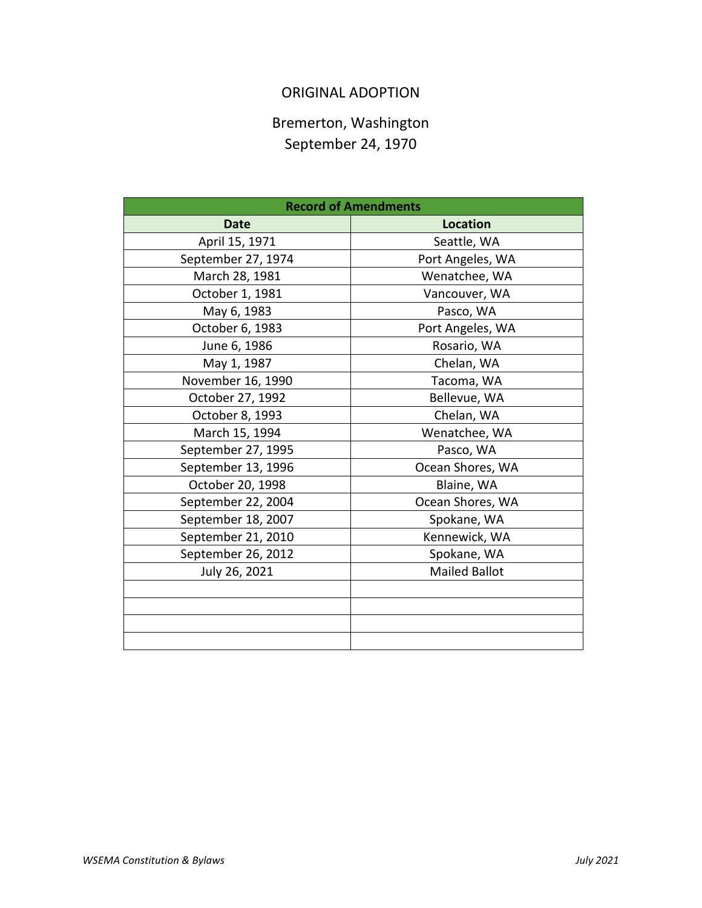ORIGINAL ADOPTION

Bremerton, Washington
September 24, 1970

| Record of Amendments | |
|---|---|
| **Date** | **Location** |
| April 15, 1971 | Seattle, WA |
| September 27, 1974 | Port Angeles, WA |
| March 28, 1981 | Wenatchee, WA |
| October 1, 1981 | Vancouver, WA |
| May 6, 1983 | Pasco, WA |
| October 6, 1983 | Port Angeles, WA |
| June 6, 1986 | Rosario, WA |
| May 1, 1987 | Chelan, WA |
| November 16, 1990 | Tacoma, WA |
| October 27, 1992 | Bellevue, WA |
| October 8, 1993 | Chelan, WA |
| March 15, 1994 | Wenatchee, WA |
| September 27, 1995 | Pasco, WA |
| September 13, 1996 | Ocean Shores, WA |
| October 20, 1998 | Blaine, WA |
| September 22, 2004 | Ocean Shores, WA |
| September 18, 2007 | Spokane, WA |
| September 21, 2010 | Kennewick, WA |
| September 26, 2012 | Spokane, WA |
| July 26, 2021 | Mailed Ballot |
| | |
| | |
| | |
| | |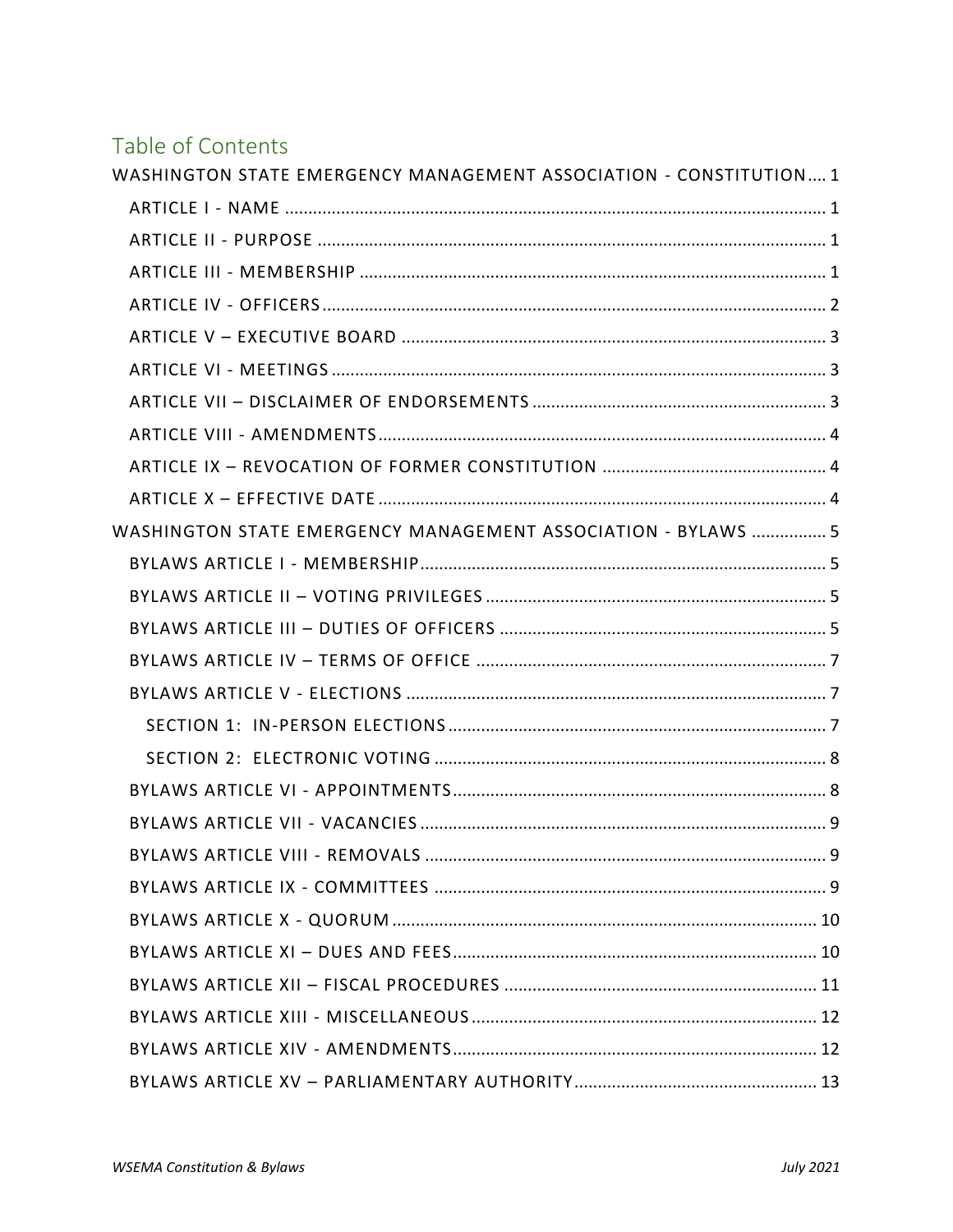## Table of Contents

WASHINGTON STATE EMERGENCY MANAGEMENT ASSOCIATION - CONSTITUTION .... 1

- ARTICLE I - NAME ... 1
- ARTICLE II - PURPOSE ... 1
- ARTICLE III - MEMBERSHIP ... 1
- ARTICLE IV - OFFICERS ... 2
- ARTICLE V – EXECUTIVE BOARD ... 3
- ARTICLE VI - MEETINGS ... 3
- ARTICLE VII – DISCLAIMER OF ENDORSEMENTS ... 3
- ARTICLE VIII - AMENDMENTS ... 4
- ARTICLE IX – REVOCATION OF FORMER CONSTITUTION ... 4
- ARTICLE X – EFFECTIVE DATE ... 4

WASHINGTON STATE EMERGENCY MANAGEMENT ASSOCIATION - BYLAWS ... 5

- BYLAWS ARTICLE I - MEMBERSHIP ... 5
- BYLAWS ARTICLE II – VOTING PRIVILEGES ... 5
- BYLAWS ARTICLE III – DUTIES OF OFFICERS ... 5
- BYLAWS ARTICLE IV – TERMS OF OFFICE ... 7
- BYLAWS ARTICLE V - ELECTIONS ... 7
  - SECTION 1: IN-PERSON ELECTIONS ... 7
  - SECTION 2: ELECTRONIC VOTING ... 8
- BYLAWS ARTICLE VI - APPOINTMENTS ... 8
- BYLAWS ARTICLE VII - VACANCIES ... 9
- BYLAWS ARTICLE VIII - REMOVALS ... 9
- BYLAWS ARTICLE IX - COMMITTEES ... 9
- BYLAWS ARTICLE X - QUORUM ... 10
- BYLAWS ARTICLE XI – DUES AND FEES ... 10
- BYLAWS ARTICLE XII – FISCAL PROCEDURES ... 11
- BYLAWS ARTICLE XIII - MISCELLANEOUS ... 12
- BYLAWS ARTICLE XIV - AMENDMENTS ... 12
- BYLAWS ARTICLE XV – PARLIAMENTARY AUTHORITY ... 13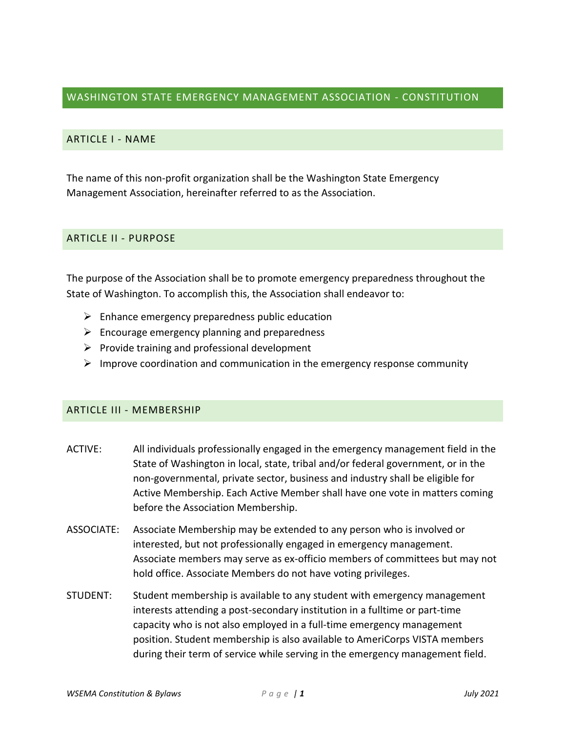# WASHINGTON STATE EMERGENCY MANAGEMENT ASSOCIATION - CONSTITUTION

## ARTICLE I - NAME

The name of this non-profit organization shall be the Washington State Emergency Management Association, hereinafter referred to as the Association.

## ARTICLE II - PURPOSE

The purpose of the Association shall be to promote emergency preparedness throughout the State of Washington. To accomplish this, the Association shall endeavor to:

- Enhance emergency preparedness public education
- Encourage emergency planning and preparedness
- Provide training and professional development
- Improve coordination and communication in the emergency response community

## ARTICLE III - MEMBERSHIP

ACTIVE: All individuals professionally engaged in the emergency management field in the State of Washington in local, state, tribal and/or federal government, or in the non-governmental, private sector, business and industry shall be eligible for Active Membership. Each Active Member shall have one vote in matters coming before the Association Membership.

ASSOCIATE: Associate Membership may be extended to any person who is involved or interested, but not professionally engaged in emergency management. Associate members may serve as ex-officio members of committees but may not hold office. Associate Members do not have voting privileges.

STUDENT: Student membership is available to any student with emergency management interests attending a post-secondary institution in a fulltime or part-time capacity who is not also employed in a full-time emergency management position. Student membership is also available to AmeriCorps VISTA members during their term of service while serving in the emergency management field.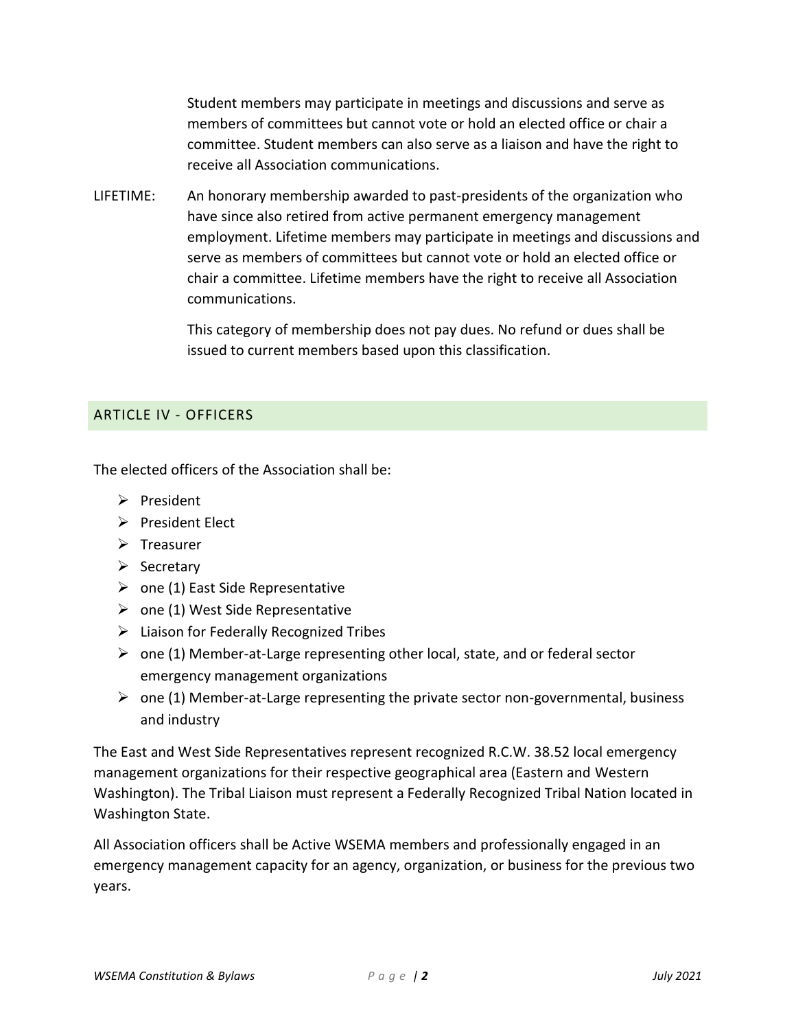Student members may participate in meetings and discussions and serve as members of committees but cannot vote or hold an elected office or chair a committee. Student members can also serve as a liaison and have the right to receive all Association communications.

LIFETIME: An honorary membership awarded to past-presidents of the organization who have since also retired from active permanent emergency management employment. Lifetime members may participate in meetings and discussions and serve as members of committees but cannot vote or hold an elected office or chair a committee. Lifetime members have the right to receive all Association communications.

This category of membership does not pay dues. No refund or dues shall be issued to current members based upon this classification.

## ARTICLE IV - OFFICERS

The elected officers of the Association shall be:

- President
- President Elect
- Treasurer
- Secretary
- one (1) East Side Representative
- one (1) West Side Representative
- Liaison for Federally Recognized Tribes
- one (1) Member-at-Large representing other local, state, and or federal sector emergency management organizations
- one (1) Member-at-Large representing the private sector non-governmental, business and industry

The East and West Side Representatives represent recognized R.C.W. 38.52 local emergency management organizations for their respective geographical area (Eastern and Western Washington). The Tribal Liaison must represent a Federally Recognized Tribal Nation located in Washington State.

All Association officers shall be Active WSEMA members and professionally engaged in an emergency management capacity for an agency, organization, or business for the previous two years.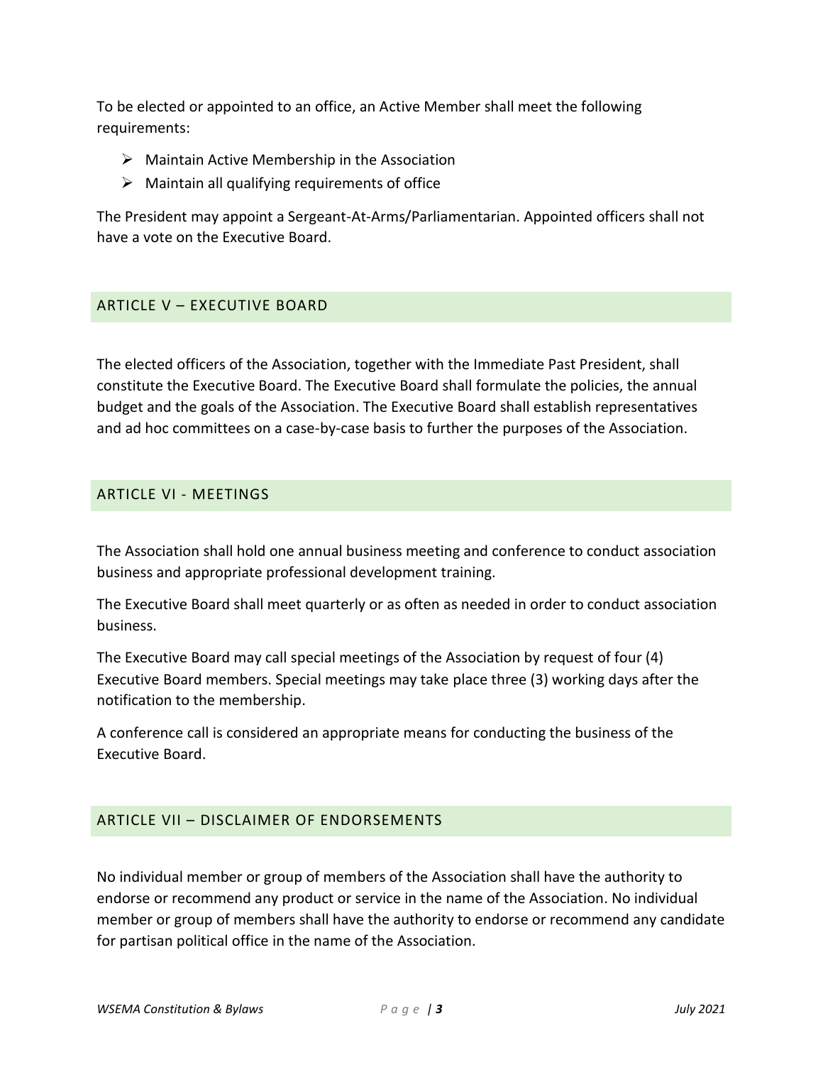To be elected or appointed to an office, an Active Member shall meet the following requirements:

- Maintain Active Membership in the Association
- Maintain all qualifying requirements of office

The President may appoint a Sergeant-At-Arms/Parliamentarian. Appointed officers shall not have a vote on the Executive Board.

## ARTICLE V – EXECUTIVE BOARD

The elected officers of the Association, together with the Immediate Past President, shall constitute the Executive Board. The Executive Board shall formulate the policies, the annual budget and the goals of the Association. The Executive Board shall establish representatives and ad hoc committees on a case-by-case basis to further the purposes of the Association.

## ARTICLE VI - MEETINGS

The Association shall hold one annual business meeting and conference to conduct association business and appropriate professional development training.

The Executive Board shall meet quarterly or as often as needed in order to conduct association business.

The Executive Board may call special meetings of the Association by request of four (4) Executive Board members. Special meetings may take place three (3) working days after the notification to the membership.

A conference call is considered an appropriate means for conducting the business of the Executive Board.

## ARTICLE VII – DISCLAIMER OF ENDORSEMENTS

No individual member or group of members of the Association shall have the authority to endorse or recommend any product or service in the name of the Association. No individual member or group of members shall have the authority to endorse or recommend any candidate for partisan political office in the name of the Association.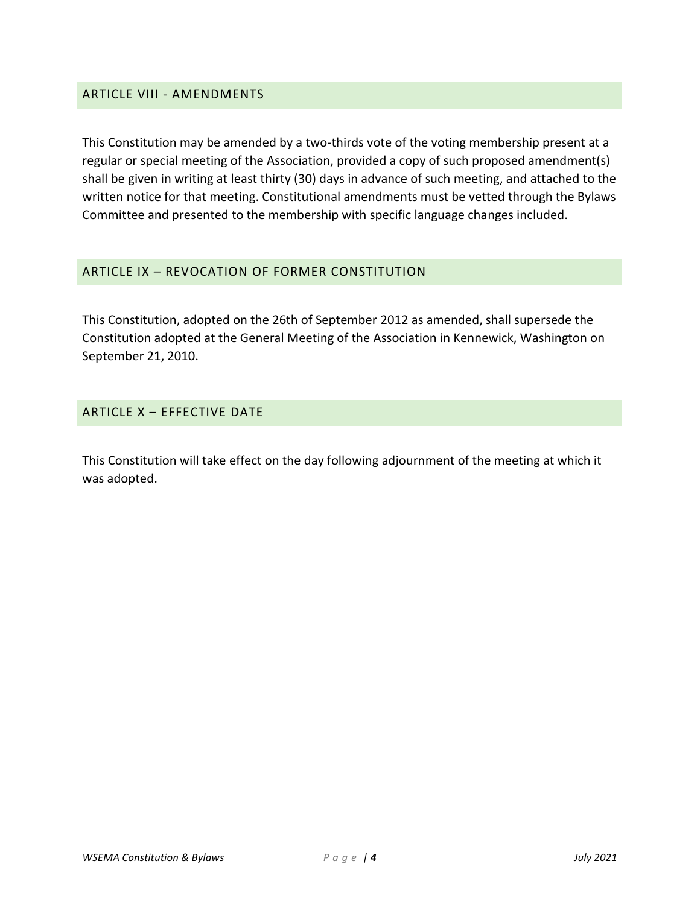## ARTICLE VIII - AMENDMENTS

This Constitution may be amended by a two-thirds vote of the voting membership present at a regular or special meeting of the Association, provided a copy of such proposed amendment(s) shall be given in writing at least thirty (30) days in advance of such meeting, and attached to the written notice for that meeting. Constitutional amendments must be vetted through the Bylaws Committee and presented to the membership with specific language changes included.

## ARTICLE IX – REVOCATION OF FORMER CONSTITUTION

This Constitution, adopted on the 26th of September 2012 as amended, shall supersede the Constitution adopted at the General Meeting of the Association in Kennewick, Washington on September 21, 2010.

## ARTICLE X – EFFECTIVE DATE

This Constitution will take effect on the day following adjournment of the meeting at which it was adopted.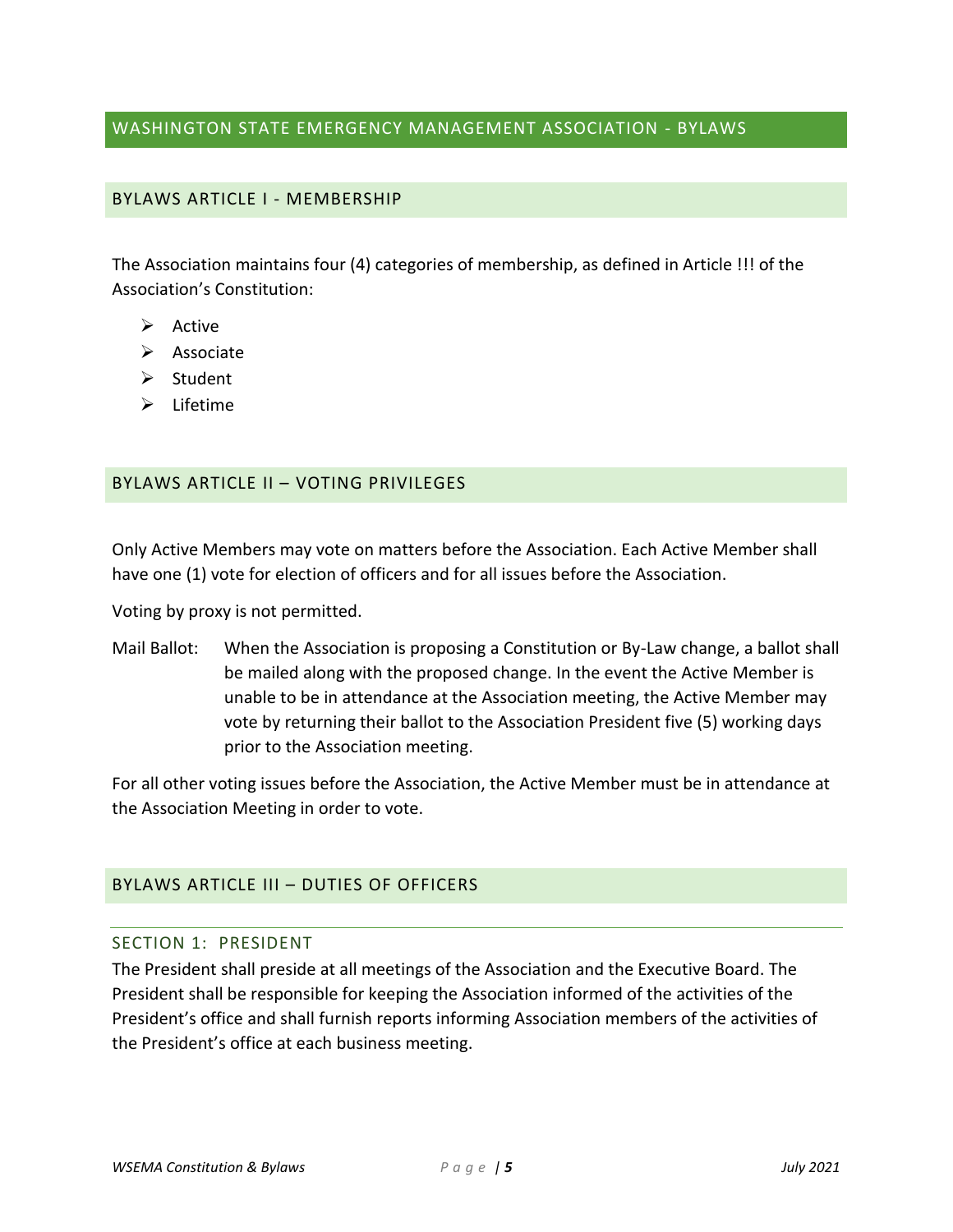# WASHINGTON STATE EMERGENCY MANAGEMENT ASSOCIATION - BYLAWS

## BYLAWS ARTICLE I - MEMBERSHIP

The Association maintains four (4) categories of membership, as defined in Article !!! of the Association's Constitution:

- Active
- Associate
- Student
- Lifetime

## BYLAWS ARTICLE II – VOTING PRIVILEGES

Only Active Members may vote on matters before the Association. Each Active Member shall have one (1) vote for election of officers and for all issues before the Association.

Voting by proxy is not permitted.

Mail Ballot: When the Association is proposing a Constitution or By-Law change, a ballot shall be mailed along with the proposed change. In the event the Active Member is unable to be in attendance at the Association meeting, the Active Member may vote by returning their ballot to the Association President five (5) working days prior to the Association meeting.

For all other voting issues before the Association, the Active Member must be in attendance at the Association Meeting in order to vote.

## BYLAWS ARTICLE III – DUTIES OF OFFICERS

### SECTION 1: PRESIDENT

The President shall preside at all meetings of the Association and the Executive Board. The President shall be responsible for keeping the Association informed of the activities of the President's office and shall furnish reports informing Association members of the activities of the President's office at each business meeting.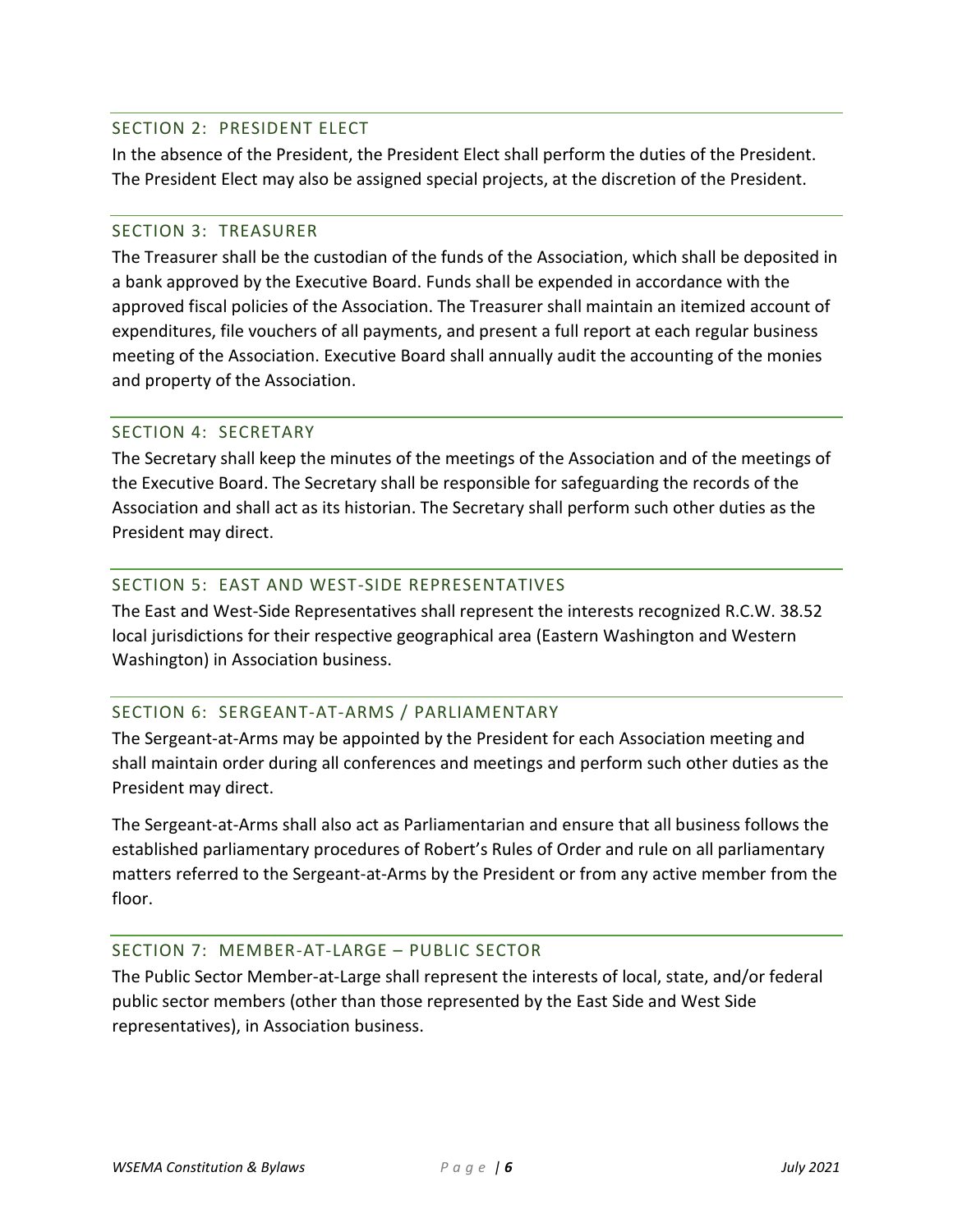### SECTION 2: PRESIDENT ELECT

In the absence of the President, the President Elect shall perform the duties of the President. The President Elect may also be assigned special projects, at the discretion of the President.

### SECTION 3: TREASURER

The Treasurer shall be the custodian of the funds of the Association, which shall be deposited in a bank approved by the Executive Board. Funds shall be expended in accordance with the approved fiscal policies of the Association. The Treasurer shall maintain an itemized account of expenditures, file vouchers of all payments, and present a full report at each regular business meeting of the Association. Executive Board shall annually audit the accounting of the monies and property of the Association.

### SECTION 4: SECRETARY

The Secretary shall keep the minutes of the meetings of the Association and of the meetings of the Executive Board. The Secretary shall be responsible for safeguarding the records of the Association and shall act as its historian. The Secretary shall perform such other duties as the President may direct.

### SECTION 5: EAST AND WEST-SIDE REPRESENTATIVES

The East and West-Side Representatives shall represent the interests recognized R.C.W. 38.52 local jurisdictions for their respective geographical area (Eastern Washington and Western Washington) in Association business.

### SECTION 6: SERGEANT-AT-ARMS / PARLIAMENTARY

The Sergeant-at-Arms may be appointed by the President for each Association meeting and shall maintain order during all conferences and meetings and perform such other duties as the President may direct.

The Sergeant-at-Arms shall also act as Parliamentarian and ensure that all business follows the established parliamentary procedures of Robert's Rules of Order and rule on all parliamentary matters referred to the Sergeant-at-Arms by the President or from any active member from the floor.

### SECTION 7: MEMBER-AT-LARGE – PUBLIC SECTOR

The Public Sector Member-at-Large shall represent the interests of local, state, and/or federal public sector members (other than those represented by the East Side and West Side representatives), in Association business.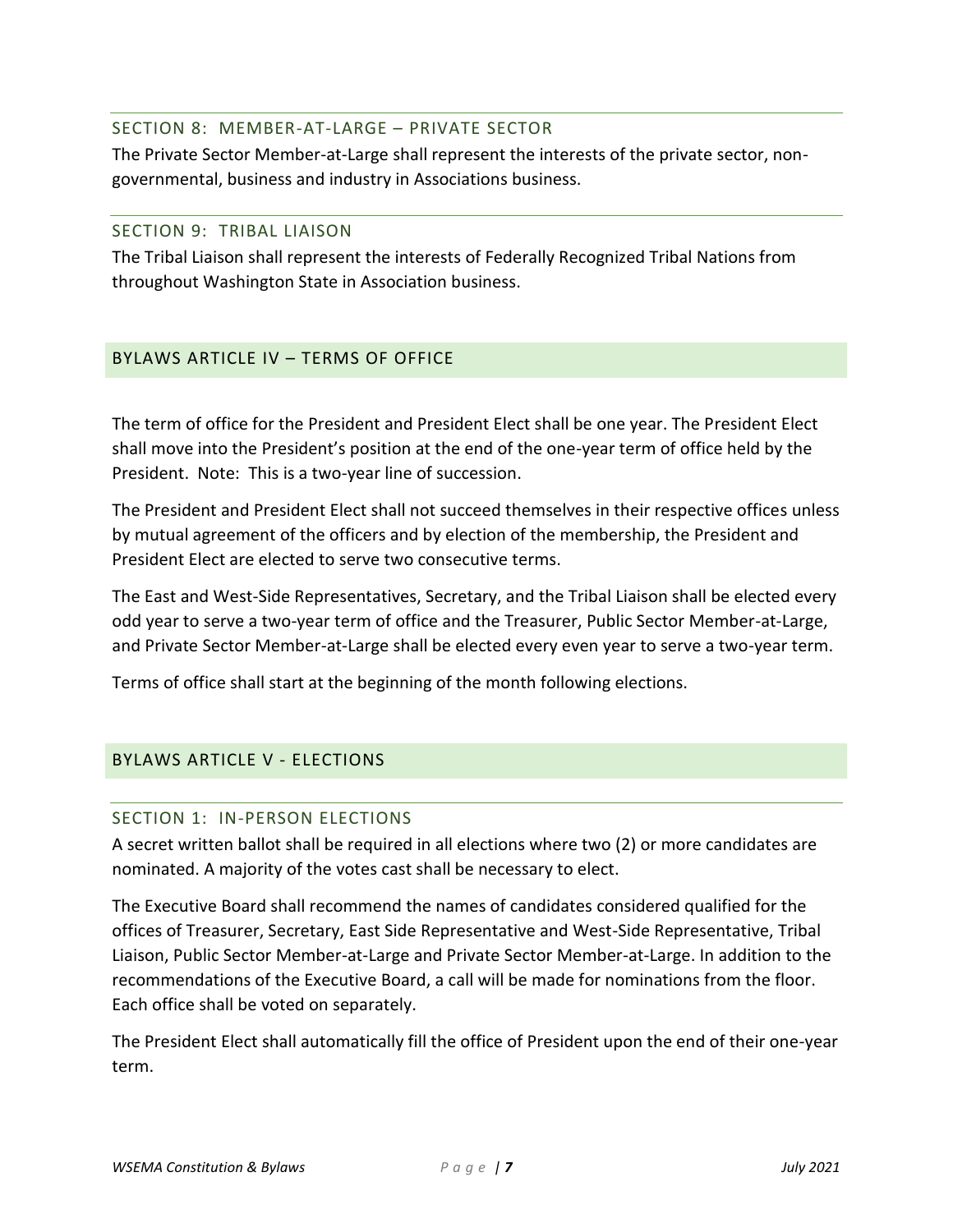### SECTION 8: MEMBER-AT-LARGE – PRIVATE SECTOR

The Private Sector Member-at-Large shall represent the interests of the private sector, non-governmental, business and industry in Associations business.

### SECTION 9: TRIBAL LIAISON

The Tribal Liaison shall represent the interests of Federally Recognized Tribal Nations from throughout Washington State in Association business.

## BYLAWS ARTICLE IV – TERMS OF OFFICE

The term of office for the President and President Elect shall be one year. The President Elect shall move into the President's position at the end of the one-year term of office held by the President. Note: This is a two-year line of succession.

The President and President Elect shall not succeed themselves in their respective offices unless by mutual agreement of the officers and by election of the membership, the President and President Elect are elected to serve two consecutive terms.

The East and West-Side Representatives, Secretary, and the Tribal Liaison shall be elected every odd year to serve a two-year term of office and the Treasurer, Public Sector Member-at-Large, and Private Sector Member-at-Large shall be elected every even year to serve a two-year term.

Terms of office shall start at the beginning of the month following elections.

## BYLAWS ARTICLE V - ELECTIONS

### SECTION 1: IN-PERSON ELECTIONS

A secret written ballot shall be required in all elections where two (2) or more candidates are nominated. A majority of the votes cast shall be necessary to elect.

The Executive Board shall recommend the names of candidates considered qualified for the offices of Treasurer, Secretary, East Side Representative and West-Side Representative, Tribal Liaison, Public Sector Member-at-Large and Private Sector Member-at-Large. In addition to the recommendations of the Executive Board, a call will be made for nominations from the floor. Each office shall be voted on separately.

The President Elect shall automatically fill the office of President upon the end of their one-year term.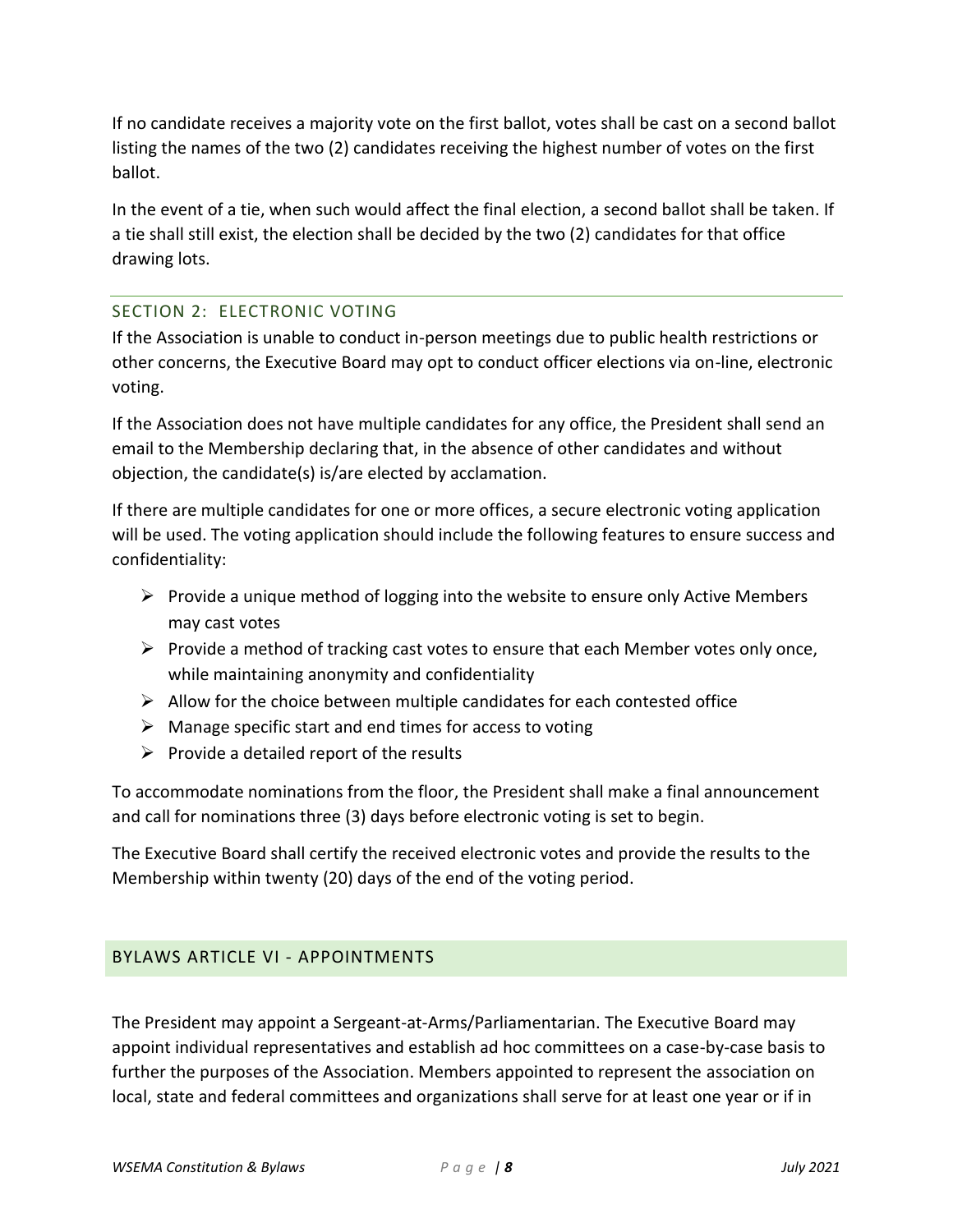If no candidate receives a majority vote on the first ballot, votes shall be cast on a second ballot listing the names of the two (2) candidates receiving the highest number of votes on the first ballot.

In the event of a tie, when such would affect the final election, a second ballot shall be taken. If a tie shall still exist, the election shall be decided by the two (2) candidates for that office drawing lots.

### SECTION 2: ELECTRONIC VOTING

If the Association is unable to conduct in-person meetings due to public health restrictions or other concerns, the Executive Board may opt to conduct officer elections via on-line, electronic voting.

If the Association does not have multiple candidates for any office, the President shall send an email to the Membership declaring that, in the absence of other candidates and without objection, the candidate(s) is/are elected by acclamation.

If there are multiple candidates for one or more offices, a secure electronic voting application will be used. The voting application should include the following features to ensure success and confidentiality:

- Provide a unique method of logging into the website to ensure only Active Members may cast votes
- Provide a method of tracking cast votes to ensure that each Member votes only once, while maintaining anonymity and confidentiality
- Allow for the choice between multiple candidates for each contested office
- Manage specific start and end times for access to voting
- Provide a detailed report of the results

To accommodate nominations from the floor, the President shall make a final announcement and call for nominations three (3) days before electronic voting is set to begin.

The Executive Board shall certify the received electronic votes and provide the results to the Membership within twenty (20) days of the end of the voting period.

## BYLAWS ARTICLE VI - APPOINTMENTS

The President may appoint a Sergeant-at-Arms/Parliamentarian. The Executive Board may appoint individual representatives and establish ad hoc committees on a case-by-case basis to further the purposes of the Association. Members appointed to represent the association on local, state and federal committees and organizations shall serve for at least one year or if in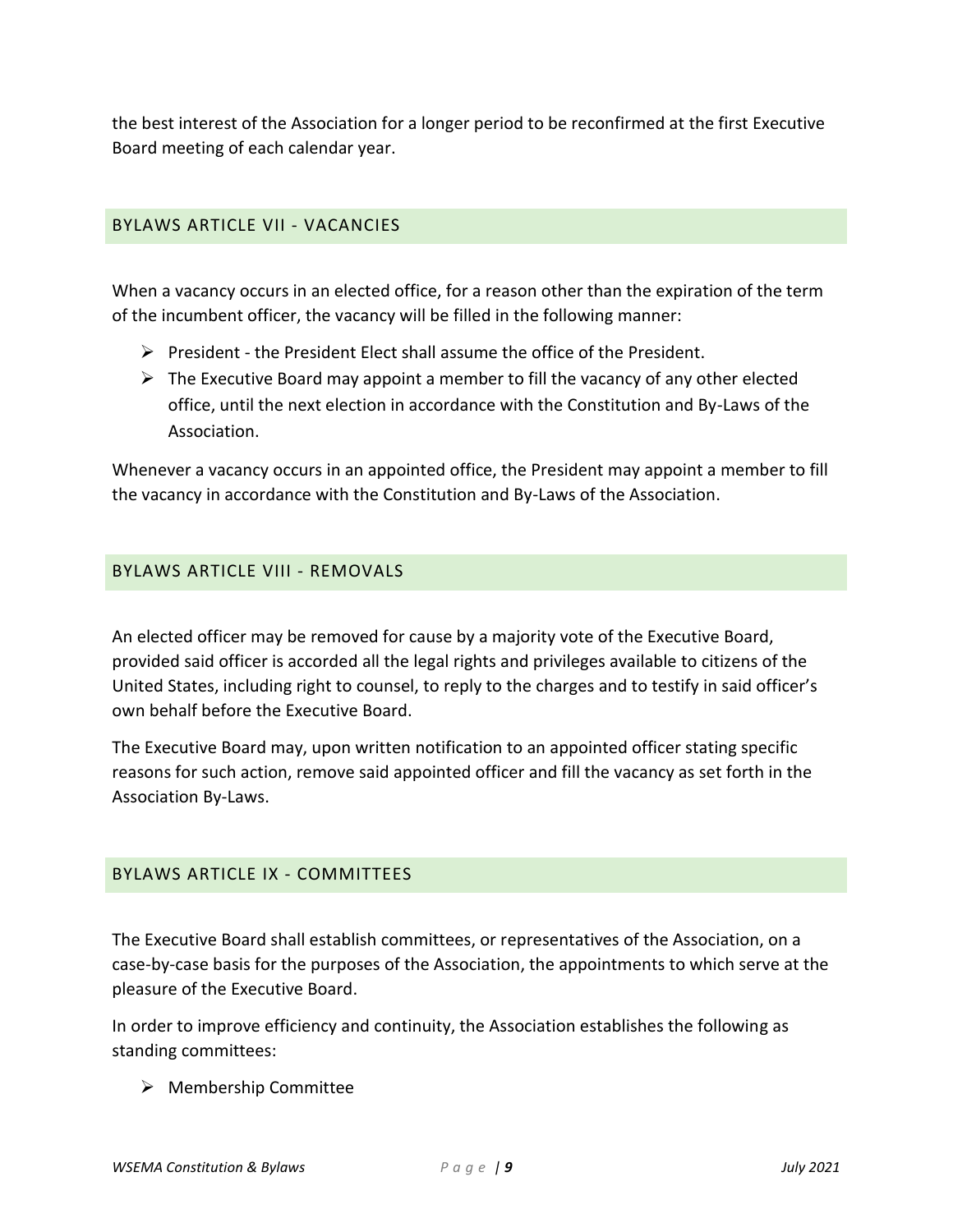the best interest of the Association for a longer period to be reconfirmed at the first Executive Board meeting of each calendar year.

## BYLAWS ARTICLE VII - VACANCIES

When a vacancy occurs in an elected office, for a reason other than the expiration of the term of the incumbent officer, the vacancy will be filled in the following manner:

- President - the President Elect shall assume the office of the President.
- The Executive Board may appoint a member to fill the vacancy of any other elected office, until the next election in accordance with the Constitution and By-Laws of the Association.

Whenever a vacancy occurs in an appointed office, the President may appoint a member to fill the vacancy in accordance with the Constitution and By-Laws of the Association.

## BYLAWS ARTICLE VIII - REMOVALS

An elected officer may be removed for cause by a majority vote of the Executive Board, provided said officer is accorded all the legal rights and privileges available to citizens of the United States, including right to counsel, to reply to the charges and to testify in said officer's own behalf before the Executive Board.

The Executive Board may, upon written notification to an appointed officer stating specific reasons for such action, remove said appointed officer and fill the vacancy as set forth in the Association By-Laws.

## BYLAWS ARTICLE IX - COMMITTEES

The Executive Board shall establish committees, or representatives of the Association, on a case-by-case basis for the purposes of the Association, the appointments to which serve at the pleasure of the Executive Board.

In order to improve efficiency and continuity, the Association establishes the following as standing committees:

- Membership Committee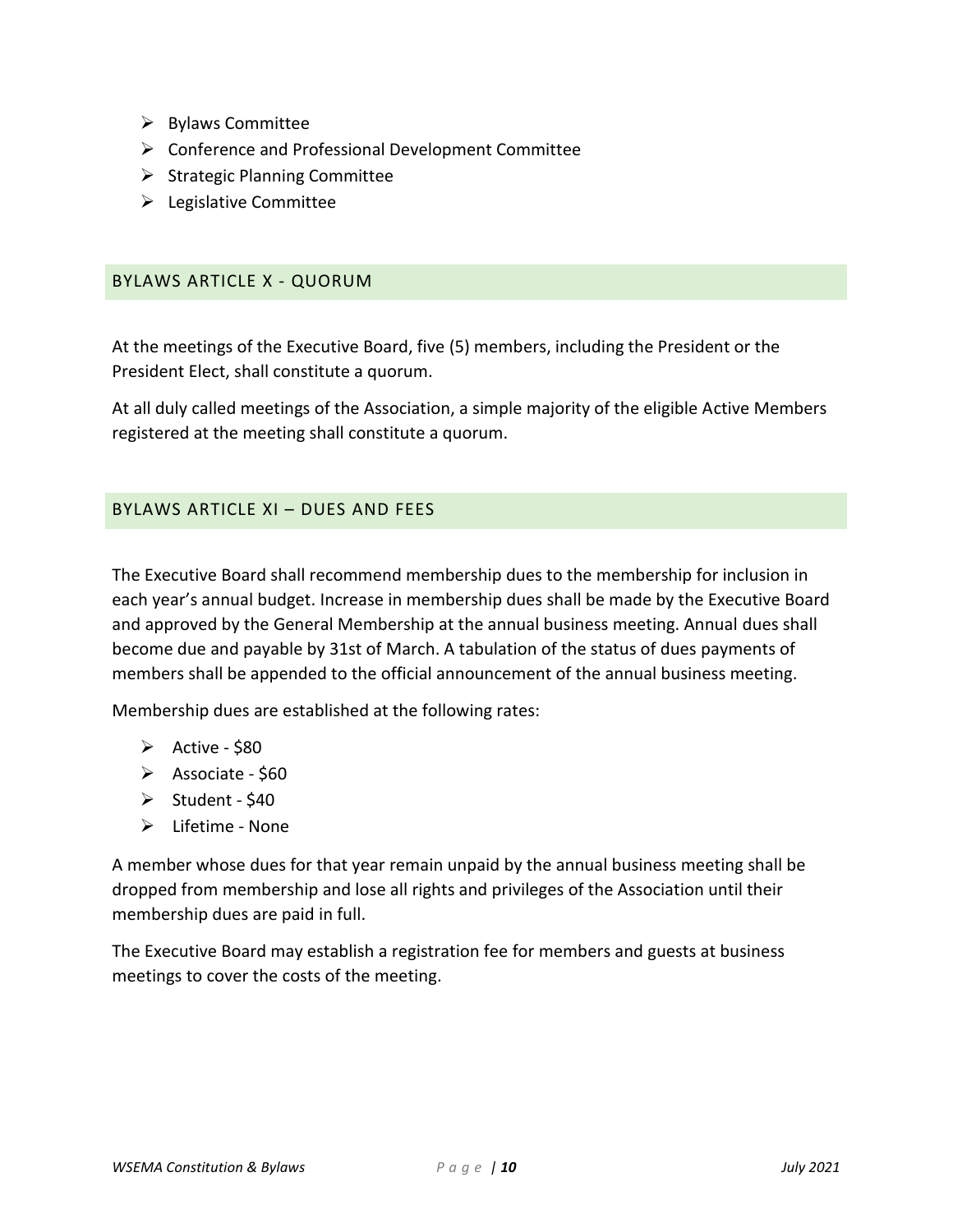- Bylaws Committee
- Conference and Professional Development Committee
- Strategic Planning Committee
- Legislative Committee

## BYLAWS ARTICLE X - QUORUM

At the meetings of the Executive Board, five (5) members, including the President or the President Elect, shall constitute a quorum.

At all duly called meetings of the Association, a simple majority of the eligible Active Members registered at the meeting shall constitute a quorum.

## BYLAWS ARTICLE XI – DUES AND FEES

The Executive Board shall recommend membership dues to the membership for inclusion in each year's annual budget. Increase in membership dues shall be made by the Executive Board and approved by the General Membership at the annual business meeting. Annual dues shall become due and payable by 31st of March. A tabulation of the status of dues payments of members shall be appended to the official announcement of the annual business meeting.

Membership dues are established at the following rates:

- Active - $80
- Associate - $60
- Student - $40
- Lifetime - None

A member whose dues for that year remain unpaid by the annual business meeting shall be dropped from membership and lose all rights and privileges of the Association until their membership dues are paid in full.

The Executive Board may establish a registration fee for members and guests at business meetings to cover the costs of the meeting.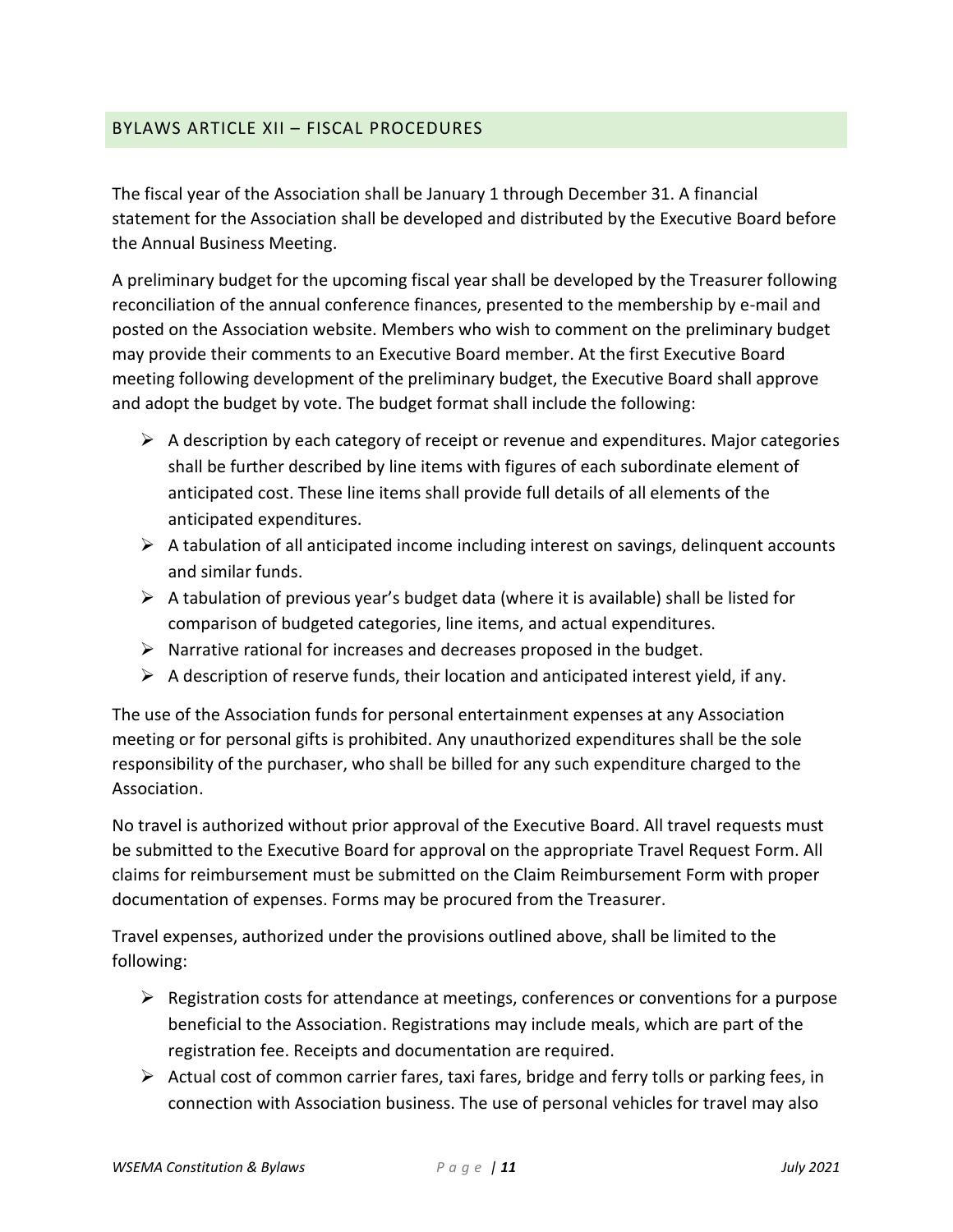## BYLAWS ARTICLE XII – FISCAL PROCEDURES

The fiscal year of the Association shall be January 1 through December 31. A financial statement for the Association shall be developed and distributed by the Executive Board before the Annual Business Meeting.

A preliminary budget for the upcoming fiscal year shall be developed by the Treasurer following reconciliation of the annual conference finances, presented to the membership by e-mail and posted on the Association website. Members who wish to comment on the preliminary budget may provide their comments to an Executive Board member. At the first Executive Board meeting following development of the preliminary budget, the Executive Board shall approve and adopt the budget by vote. The budget format shall include the following:

- A description by each category of receipt or revenue and expenditures. Major categories shall be further described by line items with figures of each subordinate element of anticipated cost. These line items shall provide full details of all elements of the anticipated expenditures.
- A tabulation of all anticipated income including interest on savings, delinquent accounts and similar funds.
- A tabulation of previous year's budget data (where it is available) shall be listed for comparison of budgeted categories, line items, and actual expenditures.
- Narrative rational for increases and decreases proposed in the budget.
- A description of reserve funds, their location and anticipated interest yield, if any.

The use of the Association funds for personal entertainment expenses at any Association meeting or for personal gifts is prohibited. Any unauthorized expenditures shall be the sole responsibility of the purchaser, who shall be billed for any such expenditure charged to the Association.

No travel is authorized without prior approval of the Executive Board. All travel requests must be submitted to the Executive Board for approval on the appropriate Travel Request Form. All claims for reimbursement must be submitted on the Claim Reimbursement Form with proper documentation of expenses. Forms may be procured from the Treasurer.

Travel expenses, authorized under the provisions outlined above, shall be limited to the following:

- Registration costs for attendance at meetings, conferences or conventions for a purpose beneficial to the Association. Registrations may include meals, which are part of the registration fee. Receipts and documentation are required.
- Actual cost of common carrier fares, taxi fares, bridge and ferry tolls or parking fees, in connection with Association business. The use of personal vehicles for travel may also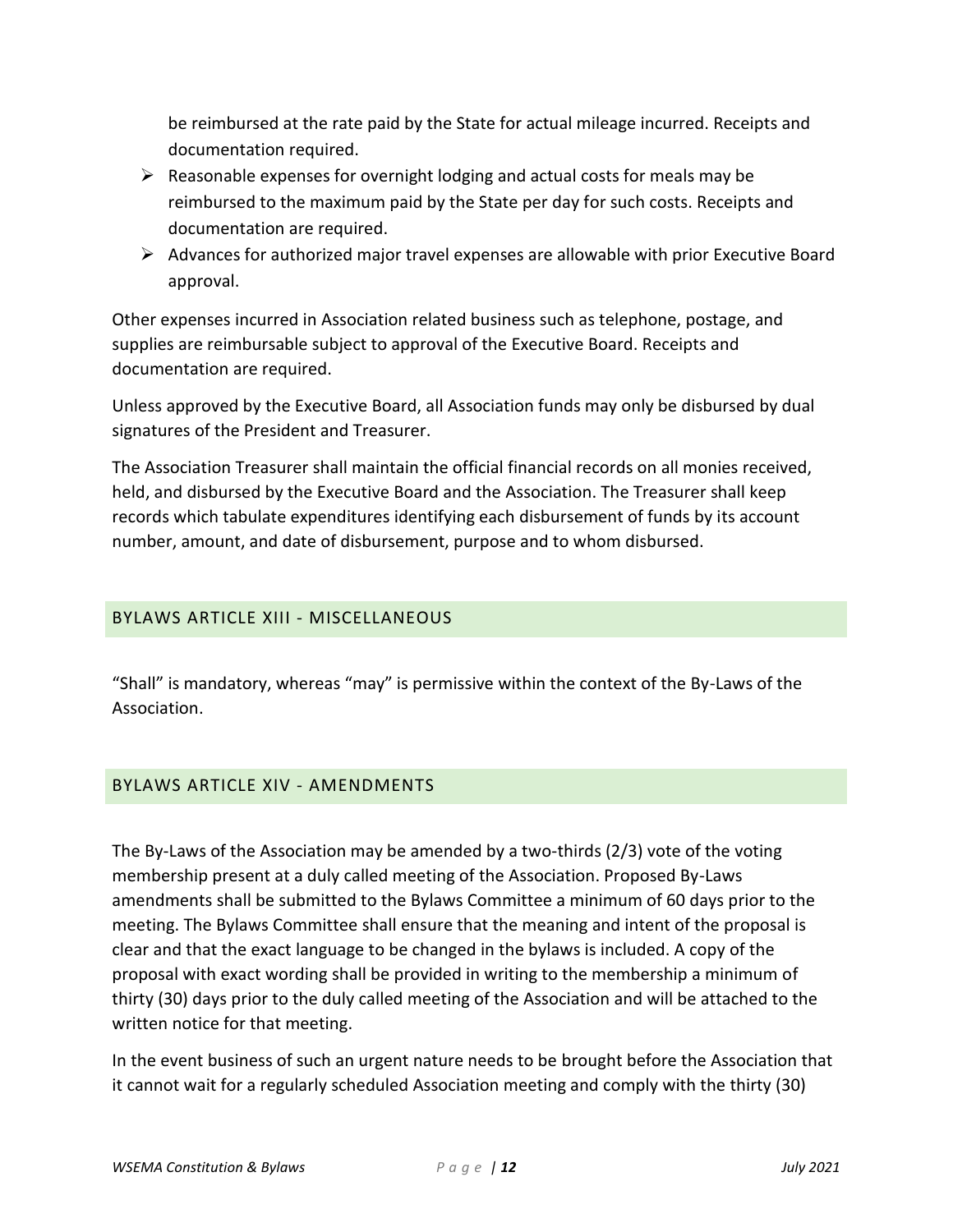be reimbursed at the rate paid by the State for actual mileage incurred. Receipts and documentation required.

- Reasonable expenses for overnight lodging and actual costs for meals may be reimbursed to the maximum paid by the State per day for such costs. Receipts and documentation are required.
- Advances for authorized major travel expenses are allowable with prior Executive Board approval.

Other expenses incurred in Association related business such as telephone, postage, and supplies are reimbursable subject to approval of the Executive Board. Receipts and documentation are required.

Unless approved by the Executive Board, all Association funds may only be disbursed by dual signatures of the President and Treasurer.

The Association Treasurer shall maintain the official financial records on all monies received, held, and disbursed by the Executive Board and the Association. The Treasurer shall keep records which tabulate expenditures identifying each disbursement of funds by its account number, amount, and date of disbursement, purpose and to whom disbursed.

## BYLAWS ARTICLE XIII - MISCELLANEOUS

"Shall" is mandatory, whereas "may" is permissive within the context of the By-Laws of the Association.

## BYLAWS ARTICLE XIV - AMENDMENTS

The By-Laws of the Association may be amended by a two-thirds (2/3) vote of the voting membership present at a duly called meeting of the Association. Proposed By-Laws amendments shall be submitted to the Bylaws Committee a minimum of 60 days prior to the meeting. The Bylaws Committee shall ensure that the meaning and intent of the proposal is clear and that the exact language to be changed in the bylaws is included. A copy of the proposal with exact wording shall be provided in writing to the membership a minimum of thirty (30) days prior to the duly called meeting of the Association and will be attached to the written notice for that meeting.

In the event business of such an urgent nature needs to be brought before the Association that it cannot wait for a regularly scheduled Association meeting and comply with the thirty (30)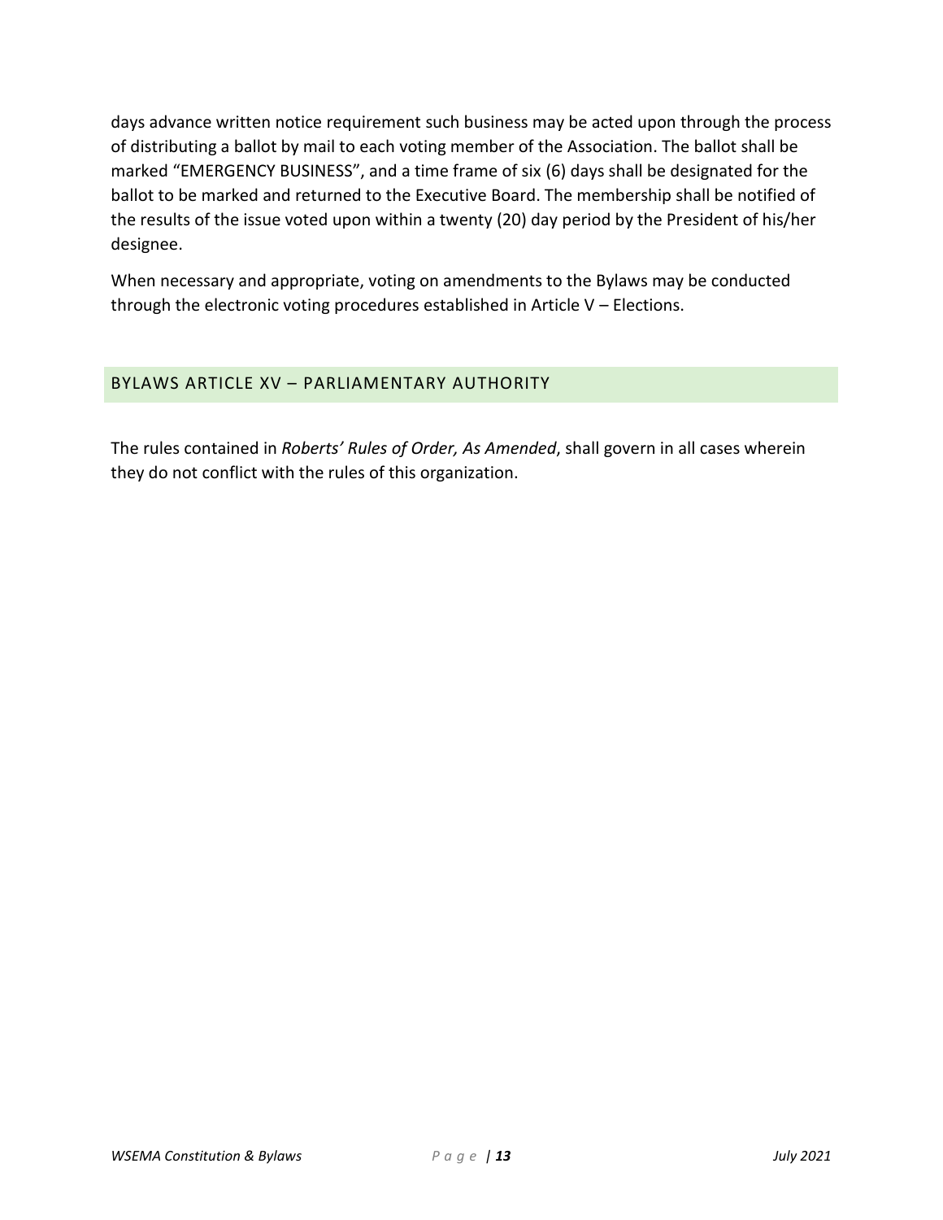days advance written notice requirement such business may be acted upon through the process of distributing a ballot by mail to each voting member of the Association. The ballot shall be marked “EMERGENCY BUSINESS”, and a time frame of six (6) days shall be designated for the ballot to be marked and returned to the Executive Board. The membership shall be notified of the results of the issue voted upon within a twenty (20) day period by the President of his/her designee.

When necessary and appropriate, voting on amendments to the Bylaws may be conducted through the electronic voting procedures established in Article V – Elections.

## BYLAWS ARTICLE XV – PARLIAMENTARY AUTHORITY

The rules contained in *Roberts’ Rules of Order, As Amended*, shall govern in all cases wherein they do not conflict with the rules of this organization.